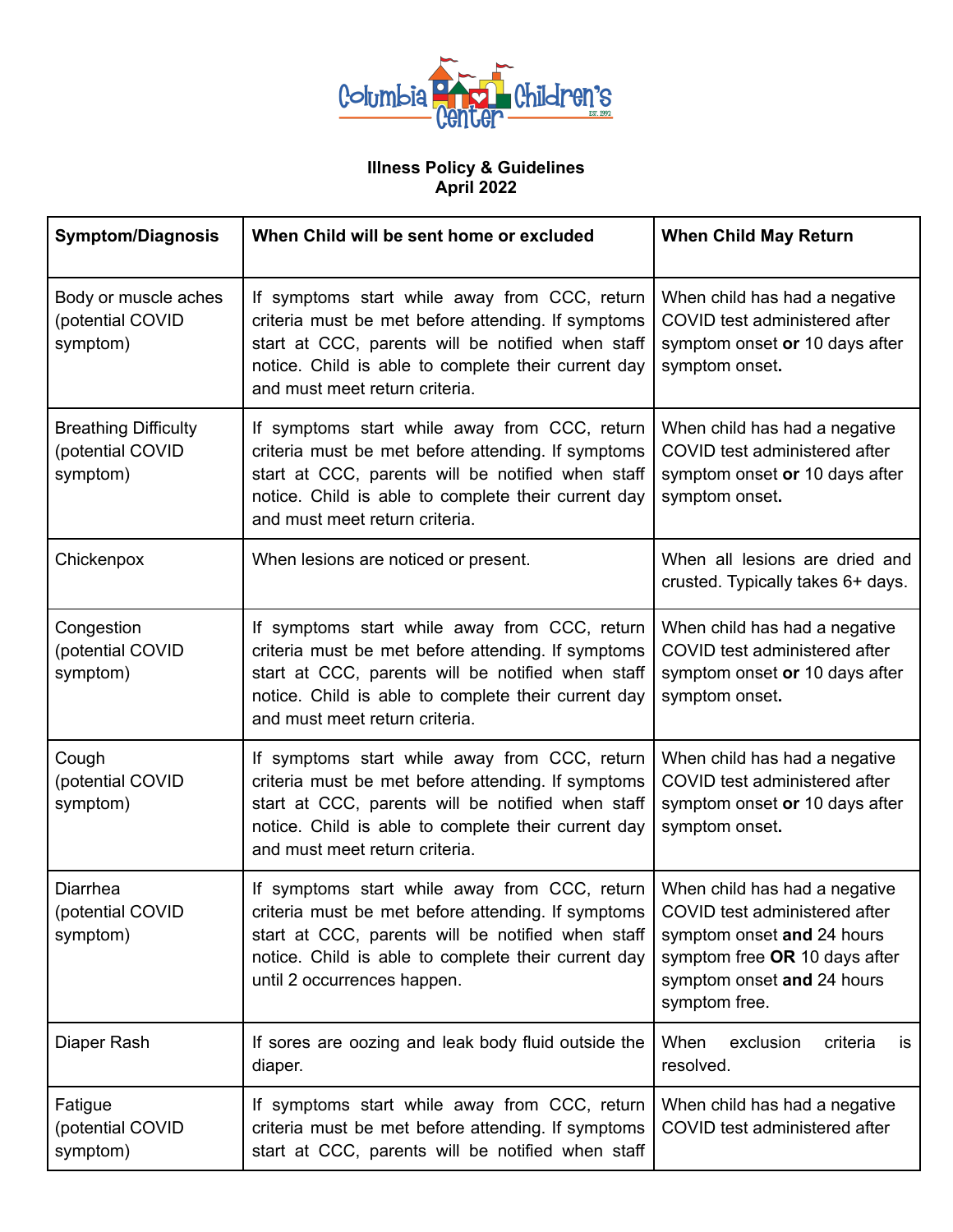Columbia Children's Center

**Illness Policy & Guidelines**
**April 2022**

| Symptom/Diagnosis | When Child will be sent home or excluded | When Child May Return |
|---|---|---|
| Body or muscle aches (potential COVID symptom) | If symptoms start while away from CCC, return criteria must be met before attending. If symptoms start at CCC, parents will be notified when staff notice. Child is able to complete their current day and must meet return criteria. | When child has had a negative COVID test administered after symptom onset **or** 10 days after symptom onset**.** |
| Breathing Difficulty (potential COVID symptom) | If symptoms start while away from CCC, return criteria must be met before attending. If symptoms start at CCC, parents will be notified when staff notice. Child is able to complete their current day and must meet return criteria. | When child has had a negative COVID test administered after symptom onset **or** 10 days after symptom onset**.** |
| Chickenpox | When lesions are noticed or present. | When all lesions are dried and crusted. Typically takes 6+ days. |
| Congestion (potential COVID symptom) | If symptoms start while away from CCC, return criteria must be met before attending. If symptoms start at CCC, parents will be notified when staff notice. Child is able to complete their current day and must meet return criteria. | When child has had a negative COVID test administered after symptom onset **or** 10 days after symptom onset**.** |
| Cough (potential COVID symptom) | If symptoms start while away from CCC, return criteria must be met before attending. If symptoms start at CCC, parents will be notified when staff notice. Child is able to complete their current day and must meet return criteria. | When child has had a negative COVID test administered after symptom onset **or** 10 days after symptom onset**.** |
| Diarrhea (potential COVID symptom) | If symptoms start while away from CCC, return criteria must be met before attending. If symptoms start at CCC, parents will be notified when staff notice. Child is able to complete their current day until 2 occurrences happen. | When child has had a negative COVID test administered after symptom onset **and** 24 hours symptom free **OR** 10 days after symptom onset **and** 24 hours symptom free. |
| Diaper Rash | If sores are oozing and leak body fluid outside the diaper. | When exclusion criteria is resolved. |
| Fatigue (potential COVID symptom) | If symptoms start while away from CCC, return criteria must be met before attending. If symptoms start at CCC, parents will be notified when staff | When child has had a negative COVID test administered after |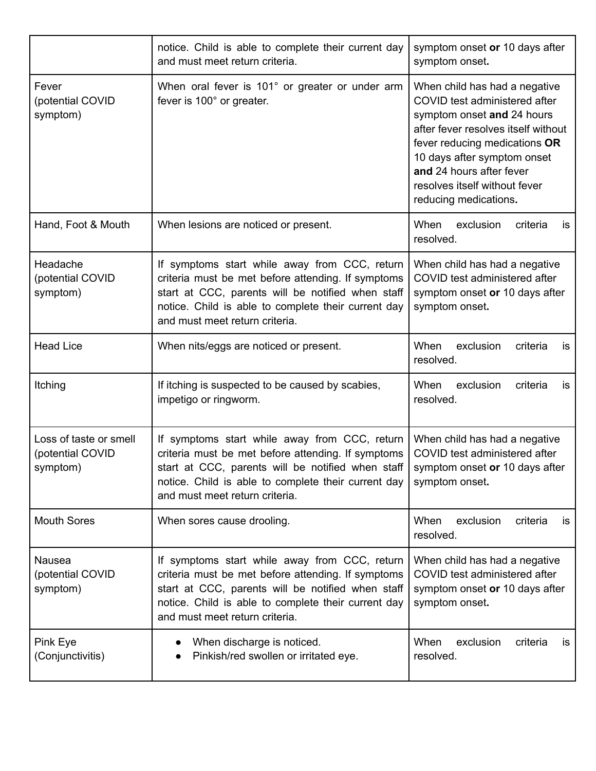| | | |
|---|---|---|
| | notice. Child is able to complete their current day and must meet return criteria. | symptom onset **or** 10 days after symptom onset**.** |
| Fever (potential COVID symptom) | When oral fever is 101° or greater or under arm fever is 100° or greater. | When child has had a negative COVID test administered after symptom onset **and** 24 hours after fever resolves itself without fever reducing medications **OR** 10 days after symptom onset **and** 24 hours after fever resolves itself without fever reducing medications**.** |
| Hand, Foot & Mouth | When lesions are noticed or present. | When exclusion criteria is resolved. |
| Headache (potential COVID symptom) | If symptoms start while away from CCC, return criteria must be met before attending. If symptoms start at CCC, parents will be notified when staff notice. Child is able to complete their current day and must meet return criteria. | When child has had a negative COVID test administered after symptom onset **or** 10 days after symptom onset**.** |
| Head Lice | When nits/eggs are noticed or present. | When exclusion criteria is resolved. |
| Itching | If itching is suspected to be caused by scabies, impetigo or ringworm. | When exclusion criteria is resolved. |
| Loss of taste or smell (potential COVID symptom) | If symptoms start while away from CCC, return criteria must be met before attending. If symptoms start at CCC, parents will be notified when staff notice. Child is able to complete their current day and must meet return criteria. | When child has had a negative COVID test administered after symptom onset **or** 10 days after symptom onset**.** |
| Mouth Sores | When sores cause drooling. | When exclusion criteria is resolved. |
| Nausea (potential COVID symptom) | If symptoms start while away from CCC, return criteria must be met before attending. If symptoms start at CCC, parents will be notified when staff notice. Child is able to complete their current day and must meet return criteria. | When child has had a negative COVID test administered after symptom onset **or** 10 days after symptom onset**.** |
| Pink Eye (Conjunctivitis) | • When discharge is noticed.<br>• Pinkish/red swollen or irritated eye. | When exclusion criteria is resolved. |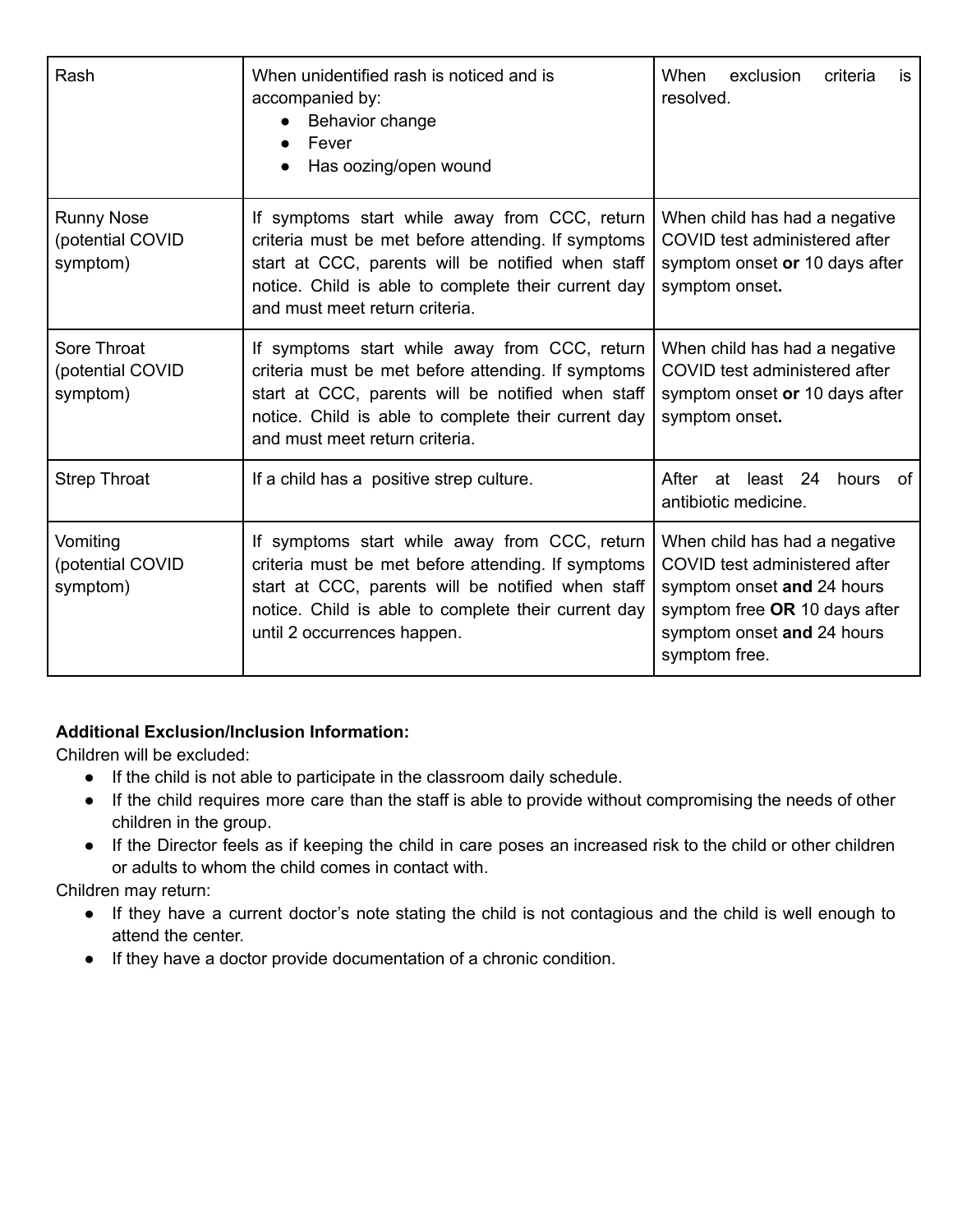| | | |
|---|---|---|
| Rash | When unidentified rash is noticed and is accompanied by:<br>• Behavior change<br>• Fever<br>• Has oozing/open wound | When exclusion criteria is resolved. |
| Runny Nose (potential COVID symptom) | If symptoms start while away from CCC, return criteria must be met before attending. If symptoms start at CCC, parents will be notified when staff notice. Child is able to complete their current day and must meet return criteria. | When child has had a negative COVID test administered after symptom onset **or** 10 days after symptom onset**.** |
| Sore Throat (potential COVID symptom) | If symptoms start while away from CCC, return criteria must be met before attending. If symptoms start at CCC, parents will be notified when staff notice. Child is able to complete their current day and must meet return criteria. | When child has had a negative COVID test administered after symptom onset **or** 10 days after symptom onset**.** |
| Strep Throat | If a child has a positive strep culture. | After at least 24 hours of antibiotic medicine. |
| Vomiting (potential COVID symptom) | If symptoms start while away from CCC, return criteria must be met before attending. If symptoms start at CCC, parents will be notified when staff notice. Child is able to complete their current day until 2 occurrences happen. | When child has had a negative COVID test administered after symptom onset **and** 24 hours symptom free **OR** 10 days after symptom onset **and** 24 hours symptom free. |

**Additional Exclusion/Inclusion Information:**

Children will be excluded:

- If the child is not able to participate in the classroom daily schedule.
- If the child requires more care than the staff is able to provide without compromising the needs of other children in the group.
- If the Director feels as if keeping the child in care poses an increased risk to the child or other children or adults to whom the child comes in contact with.

Children may return:

- If they have a current doctor's note stating the child is not contagious and the child is well enough to attend the center.
- If they have a doctor provide documentation of a chronic condition.